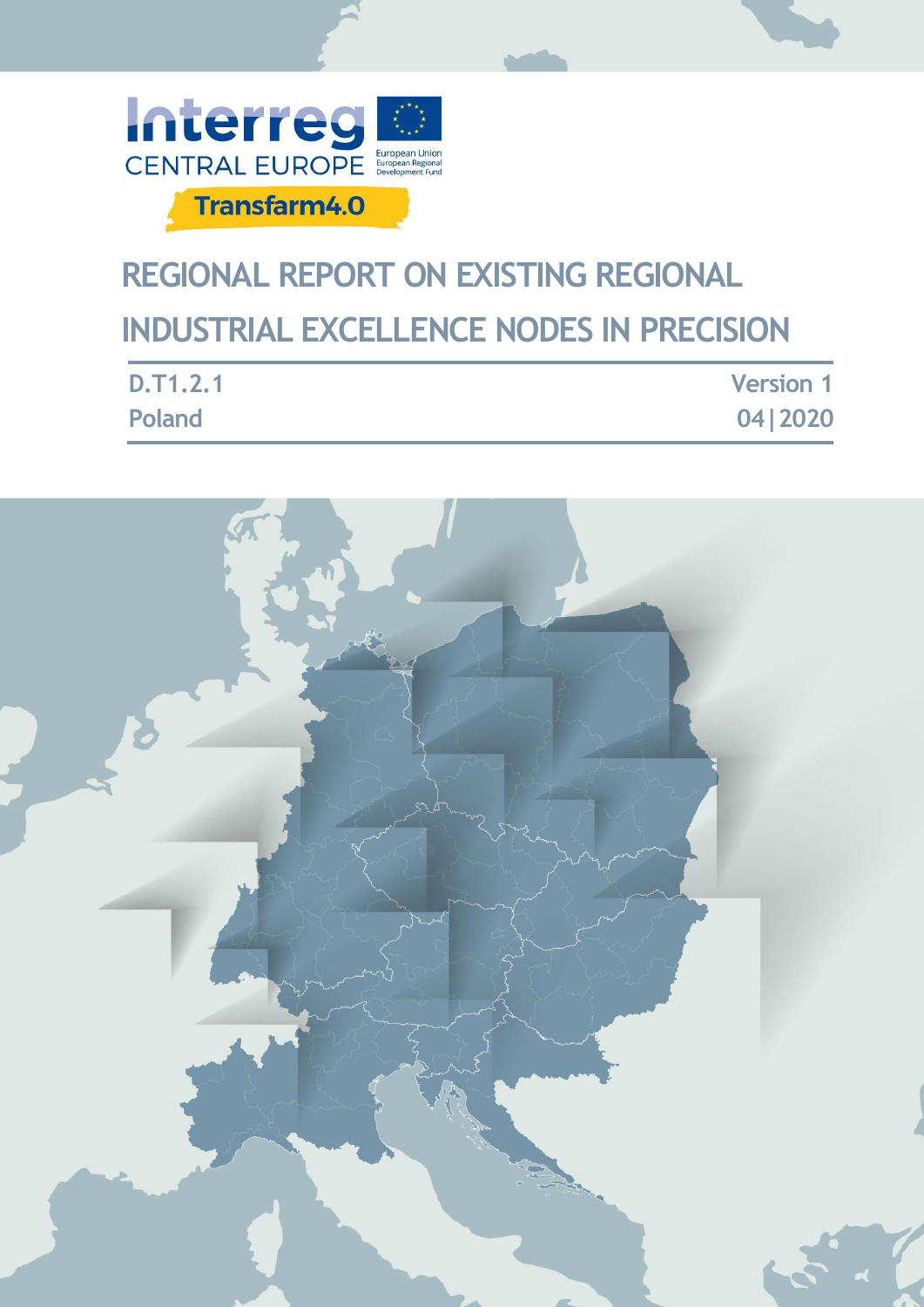Interreg CENTRAL EUROPE

European Union
European Regional Development Fund

Transfarm4.0

# REGIONAL REPORT ON EXISTING REGIONAL INDUSTRIAL EXCELLENCE NODES IN PRECISION

| D.T1.2.1 | Version 1 |
| --- | --- |
| Poland | 04\|2020 |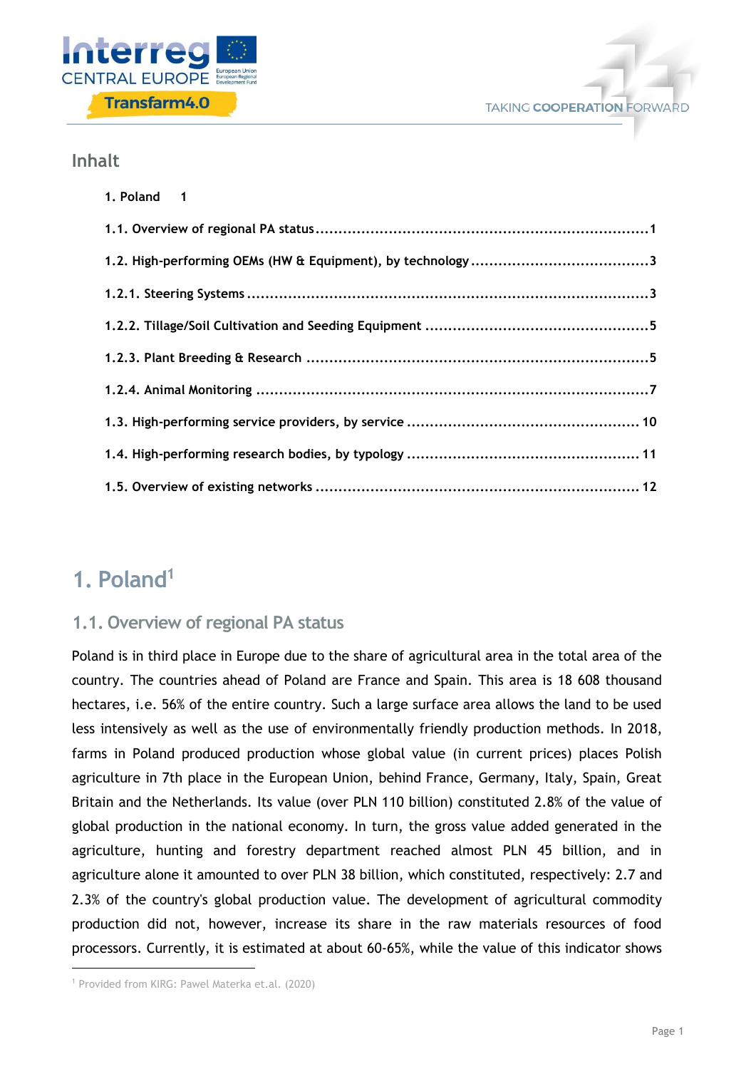## Inhalt

1. Poland 1

1.1. Overview of regional PA status ........................................................................1

1.2. High-performing OEMs (HW & Equipment), by technology .......................................3

1.2.1. Steering Systems ........................................................................................3

1.2.2. Tillage/Soil Cultivation and Seeding Equipment ................................................5

1.2.3. Plant Breeding & Research ...........................................................................5

1.2.4. Animal Monitoring .......................................................................................7

1.3. High-performing service providers, by service ................................................... 10

1.4. High-performing research bodies, by typology .................................................. 11

1.5. Overview of existing networks ....................................................................... 12

# 1. Poland[1]

## 1.1. Overview of regional PA status

Poland is in third place in Europe due to the share of agricultural area in the total area of the country. The countries ahead of Poland are France and Spain. This area is 18 608 thousand hectares, i.e. 56% of the entire country. Such a large surface area allows the land to be used less intensively as well as the use of environmentally friendly production methods. In 2018, farms in Poland produced production whose global value (in current prices) places Polish agriculture in 7th place in the European Union, behind France, Germany, Italy, Spain, Great Britain and the Netherlands. Its value (over PLN 110 billion) constituted 2.8% of the value of global production in the national economy. In turn, the gross value added generated in the agriculture, hunting and forestry department reached almost PLN 45 billion, and in agriculture alone it amounted to over PLN 38 billion, which constituted, respectively: 2.7 and 2.3% of the country's global production value. The development of agricultural commodity production did not, however, increase its share in the raw materials resources of food processors. Currently, it is estimated at about 60-65%, while the value of this indicator shows

[1] Provided from KIRG: Pawel Materka et.al. (2020)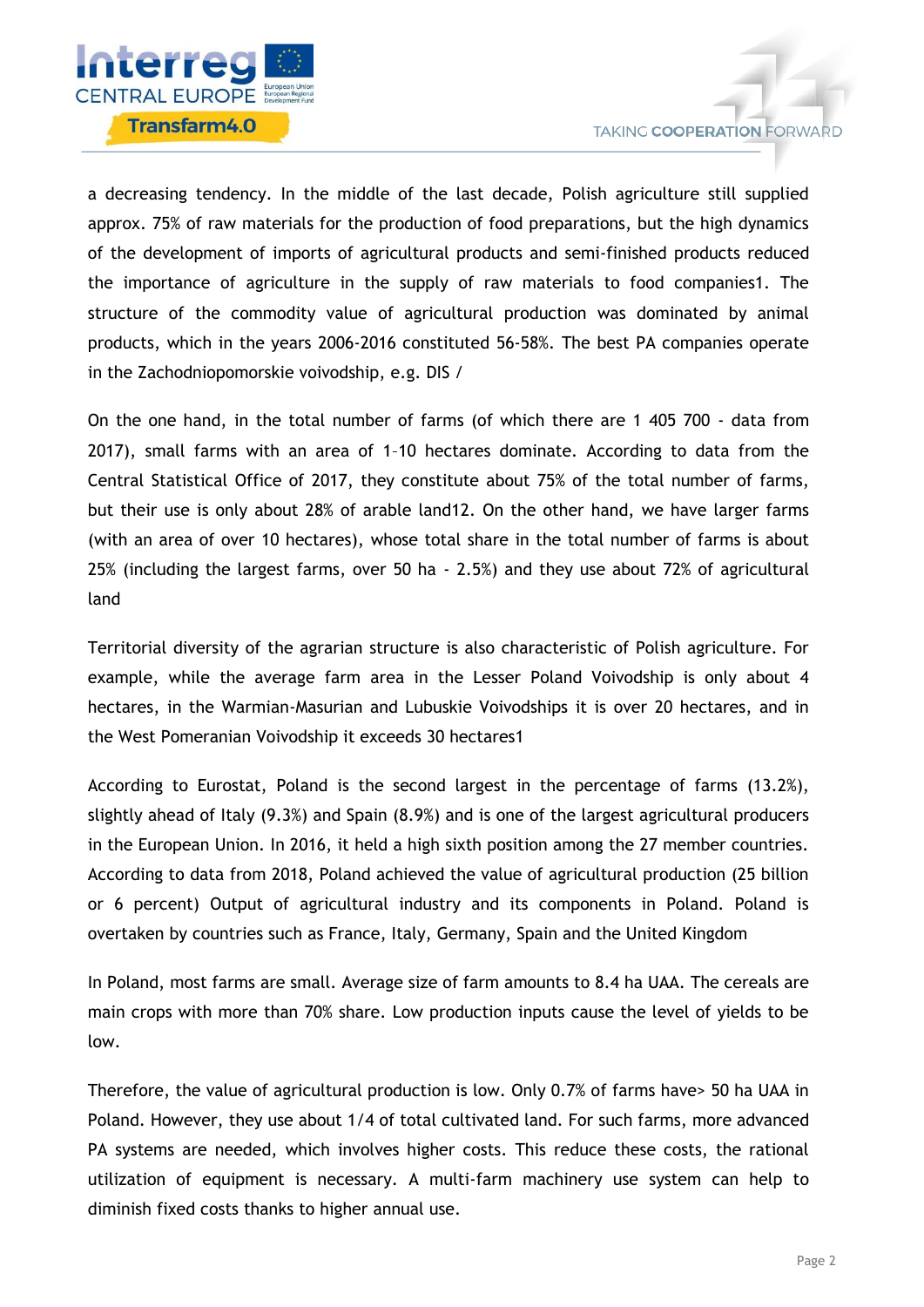a decreasing tendency. In the middle of the last decade, Polish agriculture still supplied approx. 75% of raw materials for the production of food preparations, but the high dynamics of the development of imports of agricultural products and semi-finished products reduced the importance of agriculture in the supply of raw materials to food companies1. The structure of the commodity value of agricultural production was dominated by animal products, which in the years 2006-2016 constituted 56-58%. The best PA companies operate in the Zachodniopomorskie voivodship, e.g. DIS /

On the one hand, in the total number of farms (of which there are 1 405 700 - data from 2017), small farms with an area of 1–10 hectares dominate. According to data from the Central Statistical Office of 2017, they constitute about 75% of the total number of farms, but their use is only about 28% of arable land12. On the other hand, we have larger farms (with an area of over 10 hectares), whose total share in the total number of farms is about 25% (including the largest farms, over 50 ha - 2.5%) and they use about 72% of agricultural land

Territorial diversity of the agrarian structure is also characteristic of Polish agriculture. For example, while the average farm area in the Lesser Poland Voivodship is only about 4 hectares, in the Warmian-Masurian and Lubuskie Voivodships it is over 20 hectares, and in the West Pomeranian Voivodship it exceeds 30 hectares1

According to Eurostat, Poland is the second largest in the percentage of farms (13.2%), slightly ahead of Italy (9.3%) and Spain (8.9%) and is one of the largest agricultural producers in the European Union. In 2016, it held a high sixth position among the 27 member countries. According to data from 2018, Poland achieved the value of agricultural production (25 billion or 6 percent) Output of agricultural industry and its components in Poland. Poland is overtaken by countries such as France, Italy, Germany, Spain and the United Kingdom

In Poland, most farms are small. Average size of farm amounts to 8.4 ha UAA. The cereals are main crops with more than 70% share. Low production inputs cause the level of yields to be low.

Therefore, the value of agricultural production is low. Only 0.7% of farms have> 50 ha UAA in Poland. However, they use about 1/4 of total cultivated land. For such farms, more advanced PA systems are needed, which involves higher costs. This reduce these costs, the rational utilization of equipment is necessary. A multi-farm machinery use system can help to diminish fixed costs thanks to higher annual use.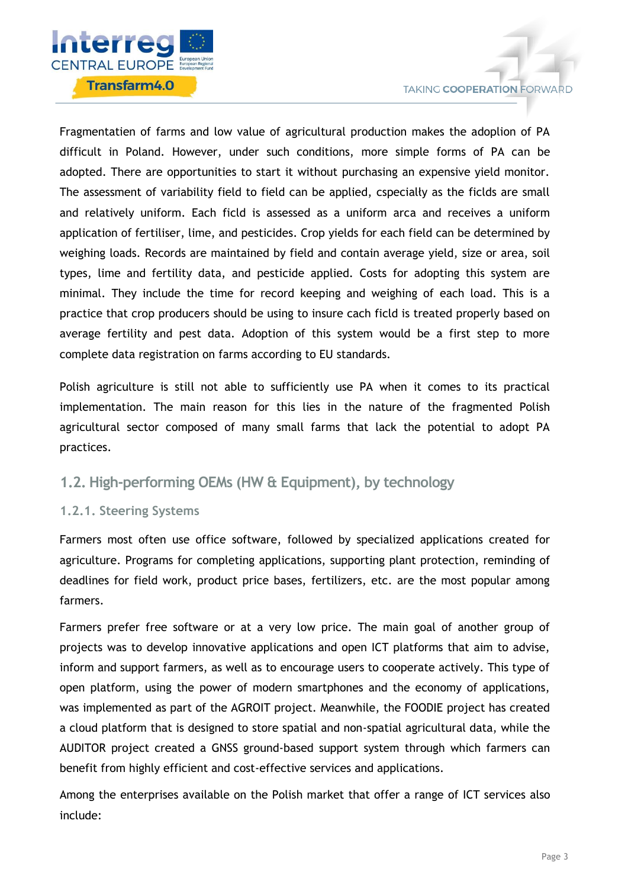Fragmentatien of farms and low value of agricultural production makes the adoplion of PA difficult in Poland. However, under such conditions, more simple forms of PA can be adopted. There are opportunities to start it without purchasing an expensive yield monitor. The assessment of variability field to field can be applied, cspecially as the fields are small and relatively uniform. Each fceld is assessed as a uniform arca and receives a uniform application of fertiliser, lime, and pesticides. Crop yields for each field can be determined by weighing loads. Records are maintained by field and contain average yield, size or area, soil types, lime and fertility data, and pesticide applied. Costs for adopting this system are minimal. They include the time for record keeping and weighing of each load. This is a practice that crop producers should be using to insure cach fcld is treated properly based on average fertility and pest data. Adoption of this system would be a first step to more complete data registration on farms according to EU standards.

Polish agriculture is still not able to sufficiently use PA when it comes to its practical implementation. The main reason for this lies in the nature of the fragmented Polish agricultural sector composed of many small farms that lack the potential to adopt PA practices.

## 1.2. High-performing OEMs (HW & Equipment), by technology

### 1.2.1. Steering Systems

Farmers most often use office software, followed by specialized applications created for agriculture. Programs for completing applications, supporting plant protection, reminding of deadlines for field work, product price bases, fertilizers, etc. are the most popular among farmers.

Farmers prefer free software or at a very low price. The main goal of another group of projects was to develop innovative applications and open ICT platforms that aim to advise, inform and support farmers, as well as to encourage users to cooperate actively. This type of open platform, using the power of modern smartphones and the economy of applications, was implemented as part of the AGROIT project. Meanwhile, the FOODIE project has created a cloud platform that is designed to store spatial and non-spatial agricultural data, while the AUDITOR project created a GNSS ground-based support system through which farmers can benefit from highly efficient and cost-effective services and applications.

Among the enterprises available on the Polish market that offer a range of ICT services also include: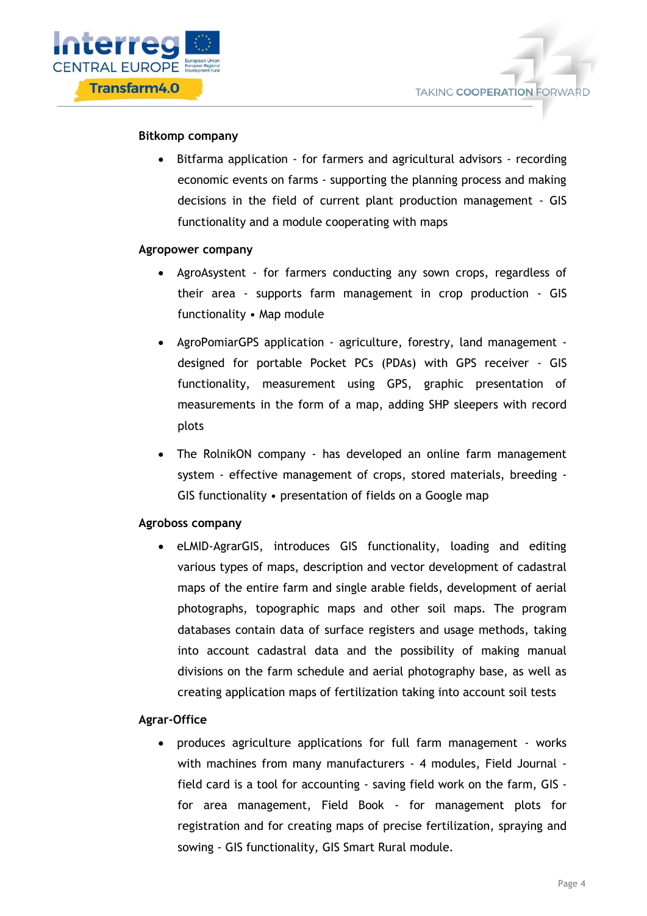**Bitkomp company**

- Bitfarma application - for farmers and agricultural advisors - recording economic events on farms - supporting the planning process and making decisions in the field of current plant production management - GIS functionality and a module cooperating with maps

**Agropower company**

- AgroAsystent - for farmers conducting any sown crops, regardless of their area - supports farm management in crop production - GIS functionality • Map module
- AgroPomiarGPS application - agriculture, forestry, land management - designed for portable Pocket PCs (PDAs) with GPS receiver - GIS functionality, measurement using GPS, graphic presentation of measurements in the form of a map, adding SHP sleepers with record plots
- The RolnikON company - has developed an online farm management system - effective management of crops, stored materials, breeding - GIS functionality • presentation of fields on a Google map

**Agroboss company**

- eLMID-AgrarGIS, introduces GIS functionality, loading and editing various types of maps, description and vector development of cadastral maps of the entire farm and single arable fields, development of aerial photographs, topographic maps and other soil maps. The program databases contain data of surface registers and usage methods, taking into account cadastral data and the possibility of making manual divisions on the farm schedule and aerial photography base, as well as creating application maps of fertilization taking into account soil tests

**Agrar-Office**

- produces agriculture applications for full farm management - works with machines from many manufacturers - 4 modules, Field Journal - field card is a tool for accounting - saving field work on the farm, GIS - for area management, Field Book - for management plots for registration and for creating maps of precise fertilization, spraying and sowing - GIS functionality, GIS Smart Rural module.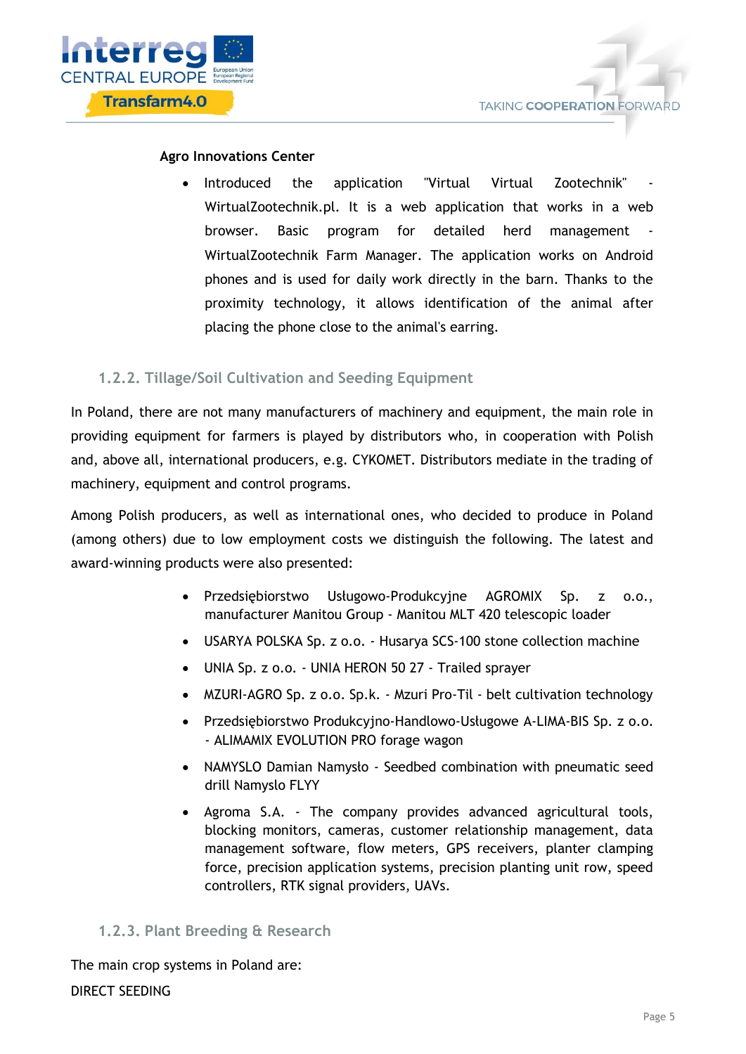**Agro Innovations Center**

- Introduced the application "Virtual Virtual Zootechnik" - WirtualZootechnik.pl. It is a web application that works in a web browser. Basic program for detailed herd management - WirtualZootechnik Farm Manager. The application works on Android phones and is used for daily work directly in the barn. Thanks to the proximity technology, it allows identification of the animal after placing the phone close to the animal's earring.

### 1.2.2. Tillage/Soil Cultivation and Seeding Equipment

In Poland, there are not many manufacturers of machinery and equipment, the main role in providing equipment for farmers is played by distributors who, in cooperation with Polish and, above all, international producers, e.g. CYKOMET. Distributors mediate in the trading of machinery, equipment and control programs.

Among Polish producers, as well as international ones, who decided to produce in Poland (among others) due to low employment costs we distinguish the following. The latest and award-winning products were also presented:

- Przedsiębiorstwo Usługowo-Produkcyjne AGROMIX Sp. z o.o., manufacturer Manitou Group - Manitou MLT 420 telescopic loader
- USARYA POLSKA Sp. z o.o. - Husarya SCS-100 stone collection machine
- UNIA Sp. z o.o. - UNIA HERON 50 27 - Trailed sprayer
- MZURI-AGRO Sp. z o.o. Sp.k. - Mzuri Pro-Til - belt cultivation technology
- Przedsiębiorstwo Produkcyjno-Handlowo-Usługowe A-LIMA-BIS Sp. z o.o. - ALIMAMIX EVOLUTION PRO forage wagon
- NAMYSLO Damian Namysło - Seedbed combination with pneumatic seed drill Namyslo FLYY
- Agroma S.A. - The company provides advanced agricultural tools, blocking monitors, cameras, customer relationship management, data management software, flow meters, GPS receivers, planter clamping force, precision application systems, precision planting unit row, speed controllers, RTK signal providers, UAVs.

### 1.2.3. Plant Breeding & Research

The main crop systems in Poland are:

DIRECT SEEDING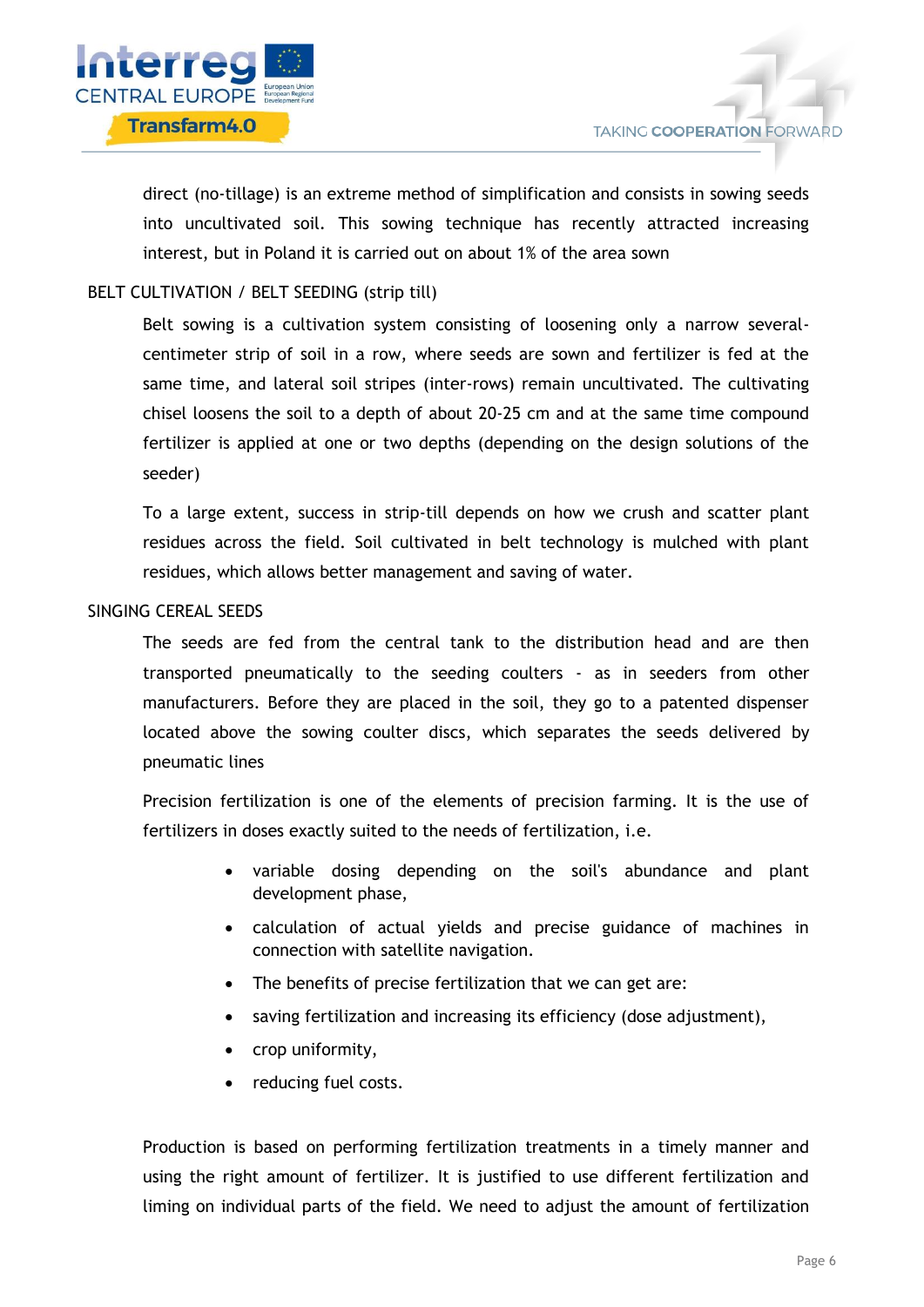direct (no-tillage) is an extreme method of simplification and consists in sowing seeds into uncultivated soil. This sowing technique has recently attracted increasing interest, but in Poland it is carried out on about 1% of the area sown

BELT CULTIVATION / BELT SEEDING (strip till)

Belt sowing is a cultivation system consisting of loosening only a narrow several-centimeter strip of soil in a row, where seeds are sown and fertilizer is fed at the same time, and lateral soil stripes (inter-rows) remain uncultivated. The cultivating chisel loosens the soil to a depth of about 20-25 cm and at the same time compound fertilizer is applied at one or two depths (depending on the design solutions of the seeder)

To a large extent, success in strip-till depends on how we crush and scatter plant residues across the field. Soil cultivated in belt technology is mulched with plant residues, which allows better management and saving of water.

SINGING CEREAL SEEDS

The seeds are fed from the central tank to the distribution head and are then transported pneumatically to the seeding coulters - as in seeders from other manufacturers. Before they are placed in the soil, they go to a patented dispenser located above the sowing coulter discs, which separates the seeds delivered by pneumatic lines

Precision fertilization is one of the elements of precision farming. It is the use of fertilizers in doses exactly suited to the needs of fertilization, i.e.

- variable dosing depending on the soil's abundance and plant development phase,
- calculation of actual yields and precise guidance of machines in connection with satellite navigation.
- The benefits of precise fertilization that we can get are:
- saving fertilization and increasing its efficiency (dose adjustment),
- crop uniformity,
- reducing fuel costs.

Production is based on performing fertilization treatments in a timely manner and using the right amount of fertilizer. It is justified to use different fertilization and liming on individual parts of the field. We need to adjust the amount of fertilization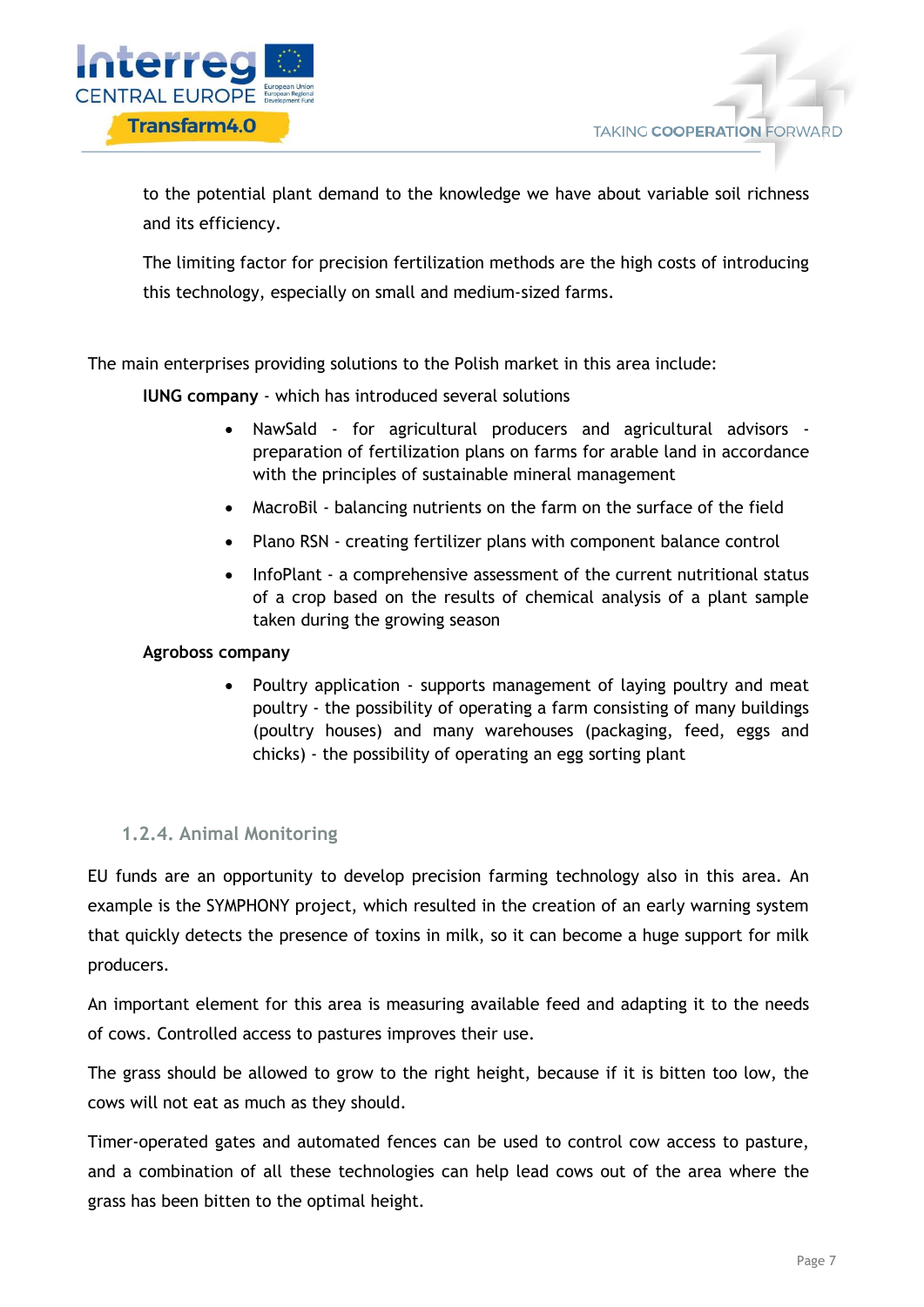to the potential plant demand to the knowledge we have about variable soil richness and its efficiency.

The limiting factor for precision fertilization methods are the high costs of introducing this technology, especially on small and medium-sized farms.

The main enterprises providing solutions to the Polish market in this area include:

**IUNG company** - which has introduced several solutions

- NawSald - for agricultural producers and agricultural advisors - preparation of fertilization plans on farms for arable land in accordance with the principles of sustainable mineral management
- MacroBil - balancing nutrients on the farm on the surface of the field
- Plano RSN - creating fertilizer plans with component balance control
- InfoPlant - a comprehensive assessment of the current nutritional status of a crop based on the results of chemical analysis of a plant sample taken during the growing season

**Agroboss company**

- Poultry application - supports management of laying poultry and meat poultry - the possibility of operating a farm consisting of many buildings (poultry houses) and many warehouses (packaging, feed, eggs and chicks) - the possibility of operating an egg sorting plant

### 1.2.4. Animal Monitoring

EU funds are an opportunity to develop precision farming technology also in this area. An example is the SYMPHONY project, which resulted in the creation of an early warning system that quickly detects the presence of toxins in milk, so it can become a huge support for milk producers.

An important element for this area is measuring available feed and adapting it to the needs of cows. Controlled access to pastures improves their use.

The grass should be allowed to grow to the right height, because if it is bitten too low, the cows will not eat as much as they should.

Timer-operated gates and automated fences can be used to control cow access to pasture, and a combination of all these technologies can help lead cows out of the area where the grass has been bitten to the optimal height.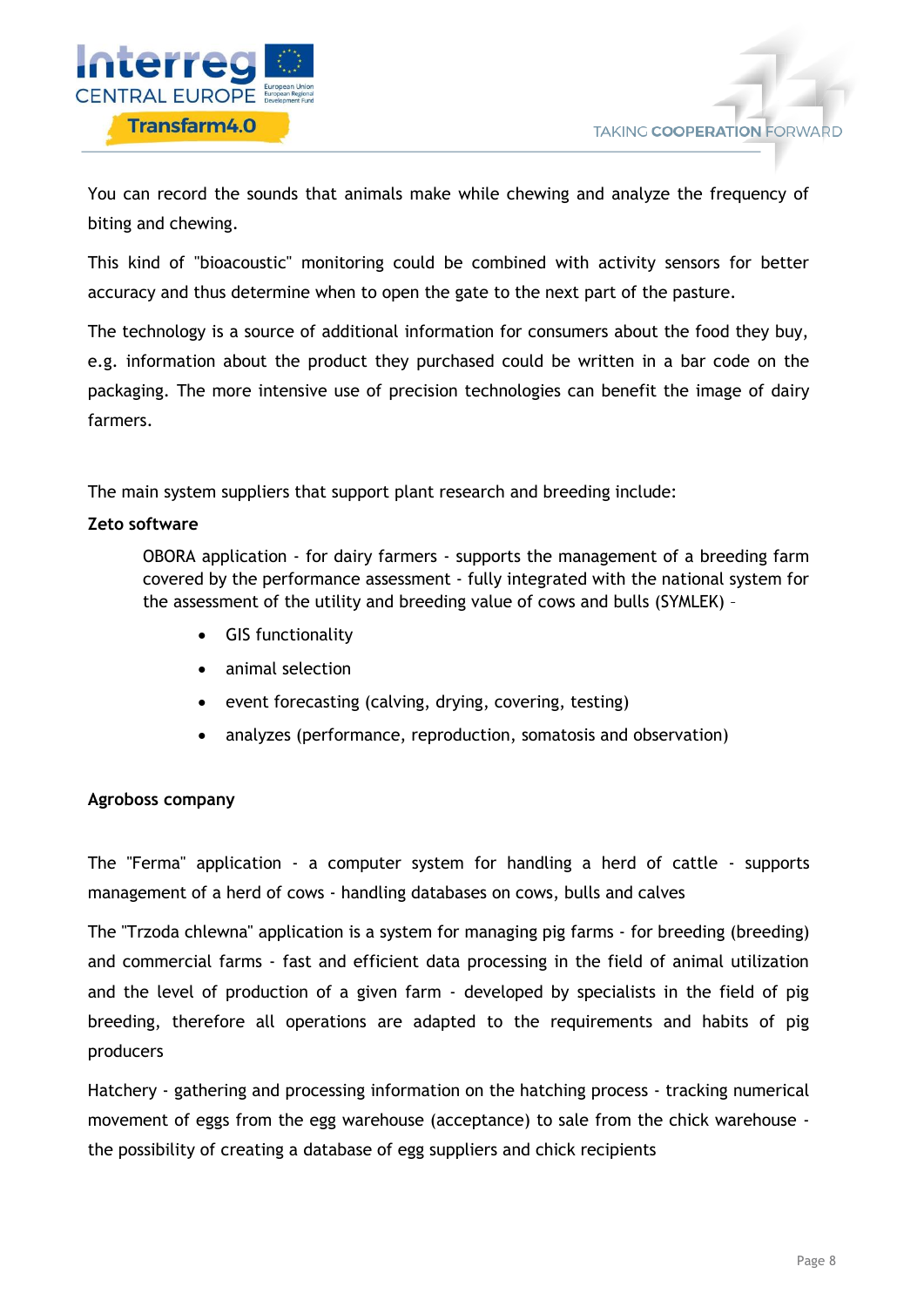You can record the sounds that animals make while chewing and analyze the frequency of biting and chewing.

This kind of "bioacoustic" monitoring could be combined with activity sensors for better accuracy and thus determine when to open the gate to the next part of the pasture.

The technology is a source of additional information for consumers about the food they buy, e.g. information about the product they purchased could be written in a bar code on the packaging. The more intensive use of precision technologies can benefit the image of dairy farmers.

The main system suppliers that support plant research and breeding include:

**Zeto software**

OBORA application - for dairy farmers - supports the management of a breeding farm covered by the performance assessment - fully integrated with the national system for the assessment of the utility and breeding value of cows and bulls (SYMLEK) –

- GIS functionality
- animal selection
- event forecasting (calving, drying, covering, testing)
- analyzes (performance, reproduction, somatosis and observation)

**Agroboss company**

The "Ferma" application - a computer system for handling a herd of cattle - supports management of a herd of cows - handling databases on cows, bulls and calves

The "Trzoda chlewna" application is a system for managing pig farms - for breeding (breeding) and commercial farms - fast and efficient data processing in the field of animal utilization and the level of production of a given farm - developed by specialists in the field of pig breeding, therefore all operations are adapted to the requirements and habits of pig producers

Hatchery - gathering and processing information on the hatching process - tracking numerical movement of eggs from the egg warehouse (acceptance) to sale from the chick warehouse - the possibility of creating a database of egg suppliers and chick recipients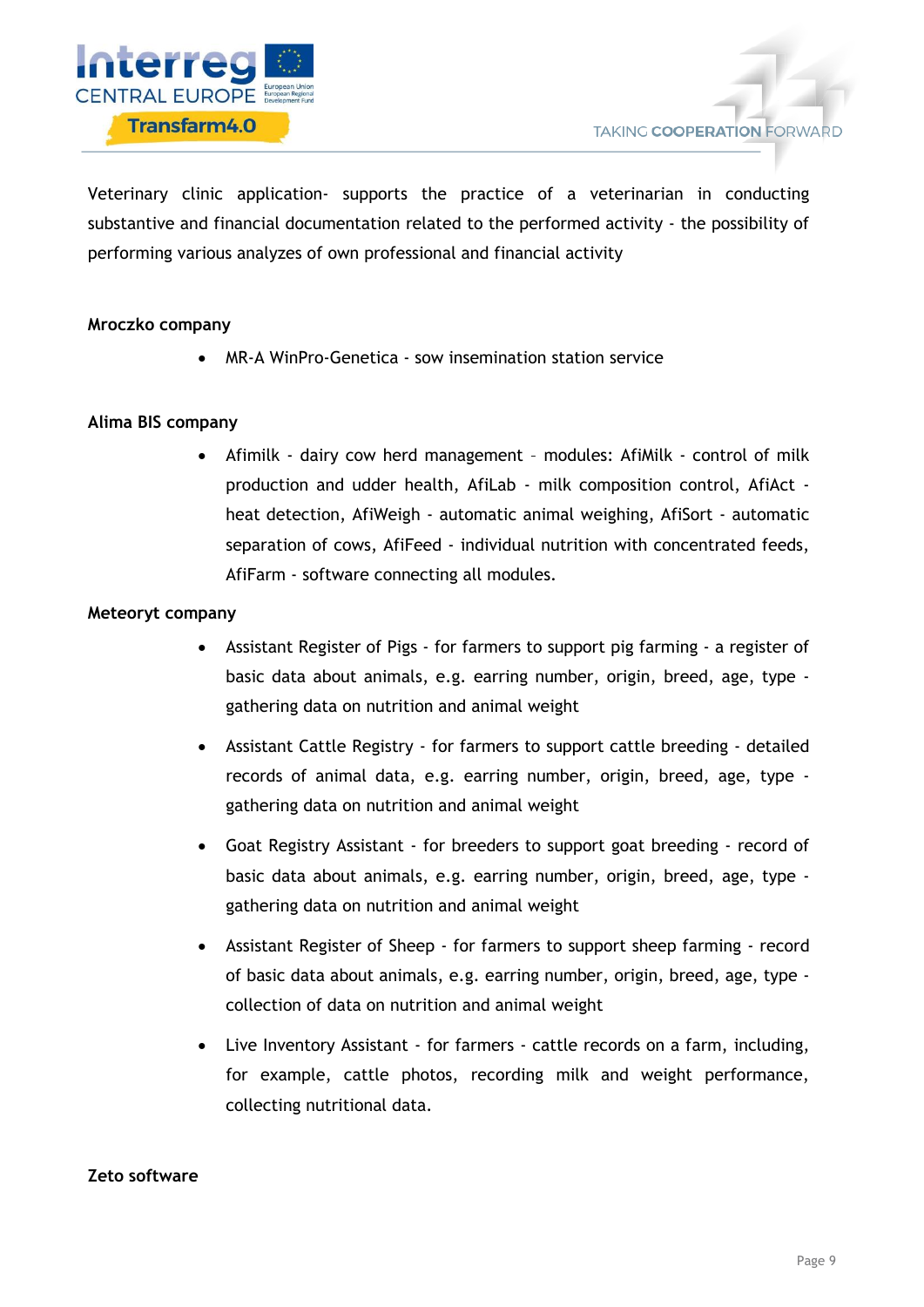Veterinary clinic application- supports the practice of a veterinarian in conducting substantive and financial documentation related to the performed activity - the possibility of performing various analyzes of own professional and financial activity

**Mroczko company**

- MR-A WinPro-Genetica - sow insemination station service

**Alima BIS company**

- Afimilk - dairy cow herd management – modules: AfiMilk - control of milk production and udder health, AfiLab - milk composition control, AfiAct - heat detection, AfiWeigh - automatic animal weighing, AfiSort - automatic separation of cows, AfiFeed - individual nutrition with concentrated feeds, AfiFarm - software connecting all modules.

**Meteoryt company**

- Assistant Register of Pigs - for farmers to support pig farming - a register of basic data about animals, e.g. earring number, origin, breed, age, type - gathering data on nutrition and animal weight
- Assistant Cattle Registry - for farmers to support cattle breeding - detailed records of animal data, e.g. earring number, origin, breed, age, type - gathering data on nutrition and animal weight
- Goat Registry Assistant - for breeders to support goat breeding - record of basic data about animals, e.g. earring number, origin, breed, age, type - gathering data on nutrition and animal weight
- Assistant Register of Sheep - for farmers to support sheep farming - record of basic data about animals, e.g. earring number, origin, breed, age, type - collection of data on nutrition and animal weight
- Live Inventory Assistant - for farmers - cattle records on a farm, including, for example, cattle photos, recording milk and weight performance, collecting nutritional data.

**Zeto software**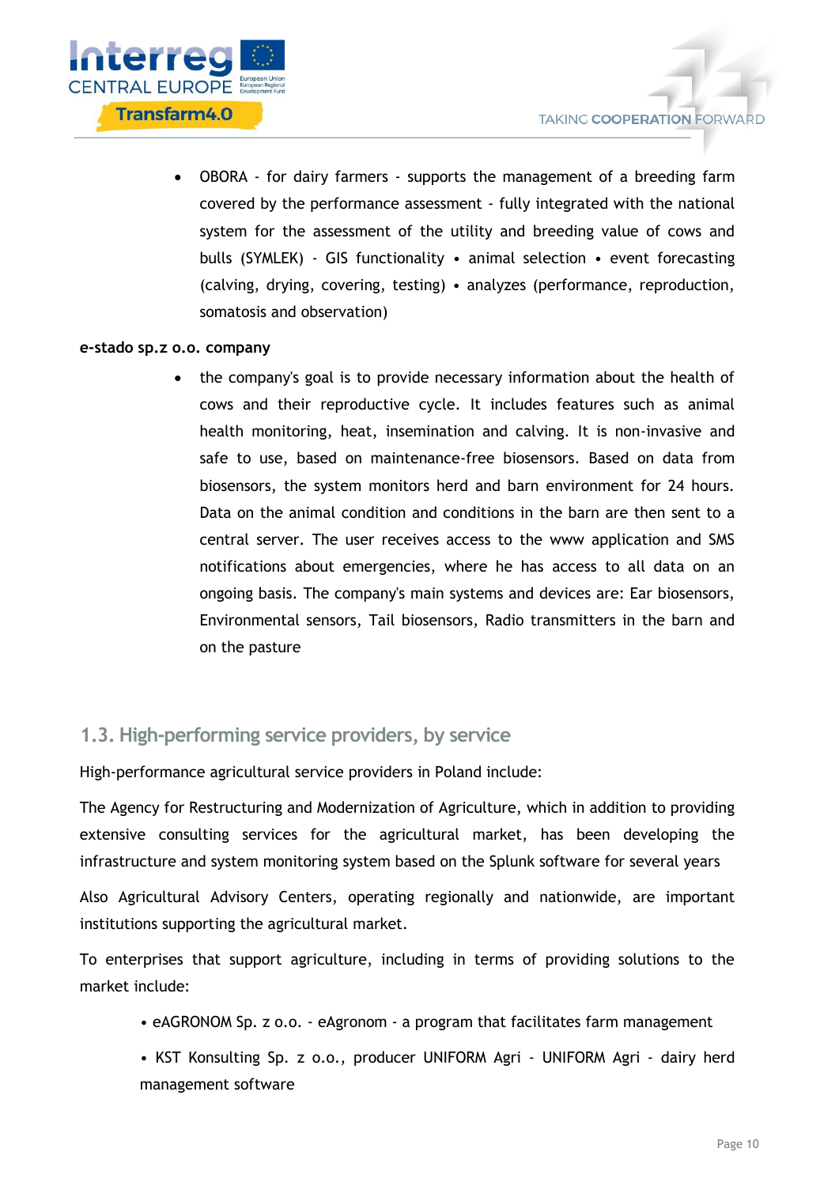- OBORA - for dairy farmers - supports the management of a breeding farm covered by the performance assessment - fully integrated with the national system for the assessment of the utility and breeding value of cows and bulls (SYMLEK) - GIS functionality • animal selection • event forecasting (calving, drying, covering, testing) • analyzes (performance, reproduction, somatosis and observation)

**e-stado sp.z o.o. company**

- the company's goal is to provide necessary information about the health of cows and their reproductive cycle. It includes features such as animal health monitoring, heat, insemination and calving. It is non-invasive and safe to use, based on maintenance-free biosensors. Based on data from biosensors, the system monitors herd and barn environment for 24 hours. Data on the animal condition and conditions in the barn are then sent to a central server. The user receives access to the www application and SMS notifications about emergencies, where he has access to all data on an ongoing basis. The company's main systems and devices are: Ear biosensors, Environmental sensors, Tail biosensors, Radio transmitters in the barn and on the pasture

## 1.3. High-performing service providers, by service

High-performance agricultural service providers in Poland include:

The Agency for Restructuring and Modernization of Agriculture, which in addition to providing extensive consulting services for the agricultural market, has been developing the infrastructure and system monitoring system based on the Splunk software for several years

Also Agricultural Advisory Centers, operating regionally and nationwide, are important institutions supporting the agricultural market.

To enterprises that support agriculture, including in terms of providing solutions to the market include:

- eAGRONOM Sp. z o.o. - eAgronom - a program that facilitates farm management
- KST Konsulting Sp. z o.o., producer UNIFORM Agri - UNIFORM Agri - dairy herd management software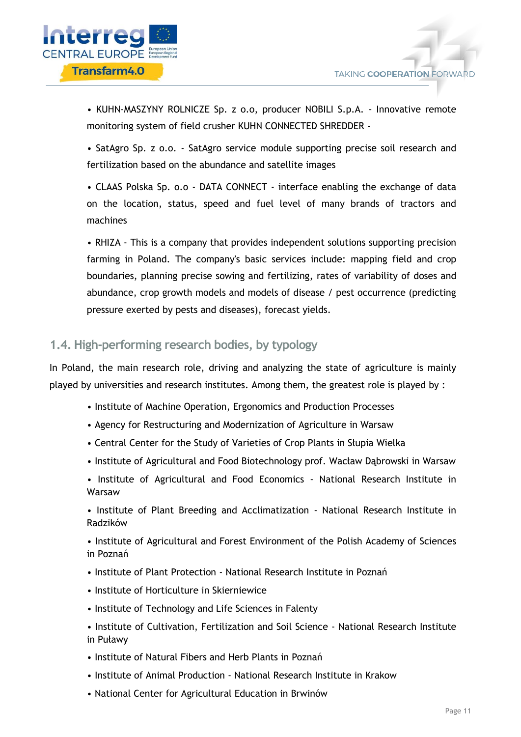- KUHN-MASZYNY ROLNICZE Sp. z o.o, producer NOBILI S.p.A. - Innovative remote monitoring system of field crusher KUHN CONNECTED SHREDDER -
- SatAgro Sp. z o.o. - SatAgro service module supporting precise soil research and fertilization based on the abundance and satellite images
- CLAAS Polska Sp. o.o - DATA CONNECT - interface enabling the exchange of data on the location, status, speed and fuel level of many brands of tractors and machines
- RHIZA - This is a company that provides independent solutions supporting precision farming in Poland. The company's basic services include: mapping field and crop boundaries, planning precise sowing and fertilizing, rates of variability of doses and abundance, crop growth models and models of disease / pest occurrence (predicting pressure exerted by pests and diseases), forecast yields.

## 1.4. High-performing research bodies, by typology

In Poland, the main research role, driving and analyzing the state of agriculture is mainly played by universities and research institutes. Among them, the greatest role is played by :

- Institute of Machine Operation, Ergonomics and Production Processes
- Agency for Restructuring and Modernization of Agriculture in Warsaw
- Central Center for the Study of Varieties of Crop Plants in Słupia Wielka
- Institute of Agricultural and Food Biotechnology prof. Wacław Dąbrowski in Warsaw
- Institute of Agricultural and Food Economics - National Research Institute in Warsaw
- Institute of Plant Breeding and Acclimatization - National Research Institute in Radzików
- Institute of Agricultural and Forest Environment of the Polish Academy of Sciences in Poznań
- Institute of Plant Protection - National Research Institute in Poznań
- Institute of Horticulture in Skierniewice
- Institute of Technology and Life Sciences in Falenty
- Institute of Cultivation, Fertilization and Soil Science - National Research Institute in Puławy
- Institute of Natural Fibers and Herb Plants in Poznań
- Institute of Animal Production - National Research Institute in Krakow
- National Center for Agricultural Education in Brwinów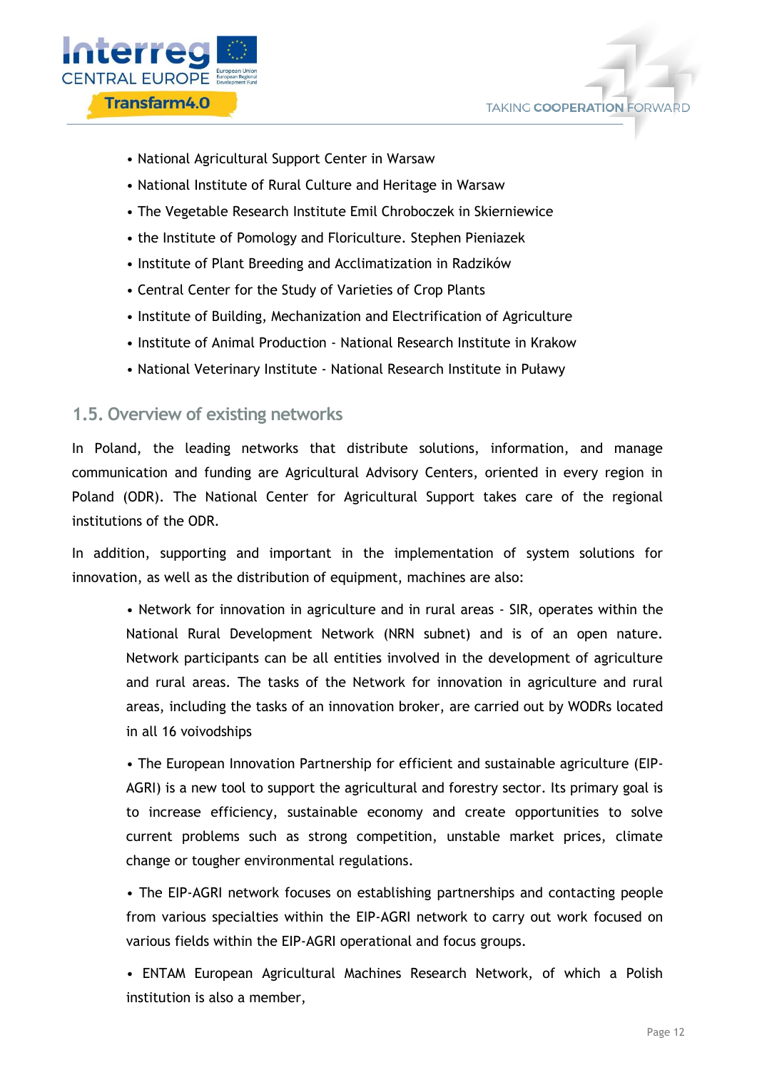- National Agricultural Support Center in Warsaw
- National Institute of Rural Culture and Heritage in Warsaw
- The Vegetable Research Institute Emil Chroboczek in Skierniewice
- the Institute of Pomology and Floriculture. Stephen Pieniazek
- Institute of Plant Breeding and Acclimatization in Radzików
- Central Center for the Study of Varieties of Crop Plants
- Institute of Building, Mechanization and Electrification of Agriculture
- Institute of Animal Production - National Research Institute in Krakow
- National Veterinary Institute - National Research Institute in Puławy

## 1.5. Overview of existing networks

In Poland, the leading networks that distribute solutions, information, and manage communication and funding are Agricultural Advisory Centers, oriented in every region in Poland (ODR). The National Center for Agricultural Support takes care of the regional institutions of the ODR.

In addition, supporting and important in the implementation of system solutions for innovation, as well as the distribution of equipment, machines are also:

- Network for innovation in agriculture and in rural areas - SIR, operates within the National Rural Development Network (NRN subnet) and is of an open nature. Network participants can be all entities involved in the development of agriculture and rural areas. The tasks of the Network for innovation in agriculture and rural areas, including the tasks of an innovation broker, are carried out by WODRs located in all 16 voivodships

- The European Innovation Partnership for efficient and sustainable agriculture (EIP-AGRI) is a new tool to support the agricultural and forestry sector. Its primary goal is to increase efficiency, sustainable economy and create opportunities to solve current problems such as strong competition, unstable market prices, climate change or tougher environmental regulations.

- The EIP-AGRI network focuses on establishing partnerships and contacting people from various specialties within the EIP-AGRI network to carry out work focused on various fields within the EIP-AGRI operational and focus groups.

- ENTAM European Agricultural Machines Research Network, of which a Polish institution is also a member,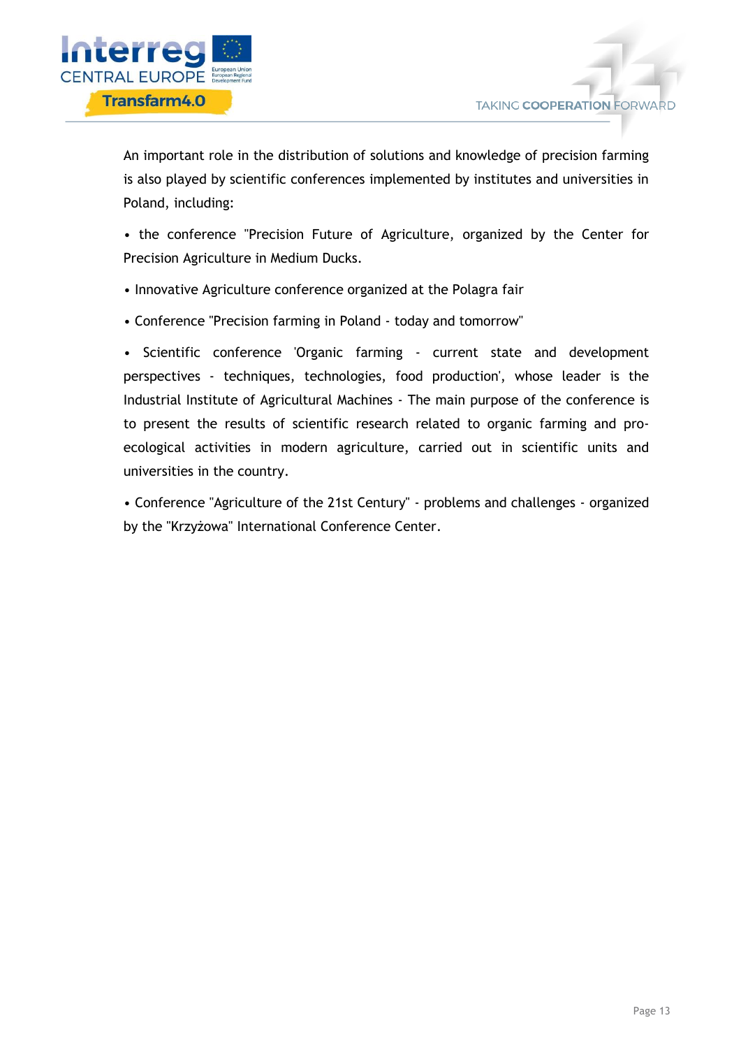An important role in the distribution of solutions and knowledge of precision farming is also played by scientific conferences implemented by institutes and universities in Poland, including:

• the conference "Precision Future of Agriculture, organized by the Center for Precision Agriculture in Medium Ducks.

• Innovative Agriculture conference organized at the Polagra fair

• Conference "Precision farming in Poland - today and tomorrow"

• Scientific conference 'Organic farming - current state and development perspectives - techniques, technologies, food production', whose leader is the Industrial Institute of Agricultural Machines - The main purpose of the conference is to present the results of scientific research related to organic farming and pro-ecological activities in modern agriculture, carried out in scientific units and universities in the country.

• Conference "Agriculture of the 21st Century" - problems and challenges - organized by the "Krzyżowa" International Conference Center.